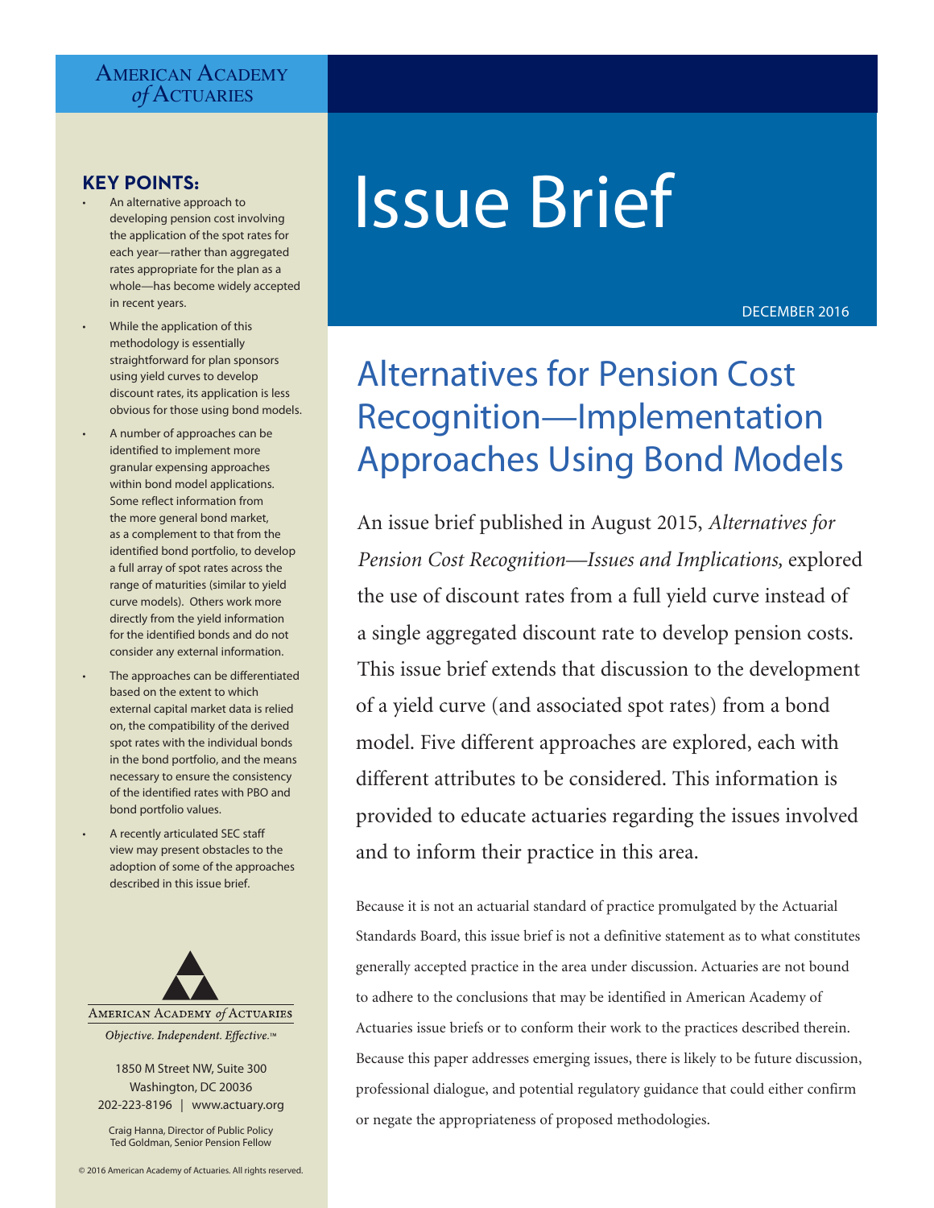American Academy *of* Actuaries

# Issue Brief

DECEMBER 2016

## Alternatives for Pension Cost Recognition—Implementation Approaches Using Bond Models

An issue brief published in August 2015, *Alternatives for Pension Cost Recognition—Issues and Implications,* explored the use of discount rates from a full yield curve instead of a single aggregated discount rate to develop pension costs. This issue brief extends that discussion to the development of a yield curve (and associated spot rates) from a bond model. Five different approaches are explored, each with different attributes to be considered. This information is provided to educate actuaries regarding the issues involved and to inform their practice in this area.

Because it is not an actuarial standard of practice promulgated by the Actuarial Standards Board, this issue brief is not a definitive statement as to what constitutes generally accepted practice in the area under discussion. Actuaries are not bound to adhere to the conclusions that may be identified in American Academy of Actuaries issue briefs or to conform their work to the practices described therein. Because this paper addresses emerging issues, there is likely to be future discussion, professional dialogue, and potential regulatory guidance that could either confirm or negate the appropriateness of proposed methodologies.

**KEY POINTS:**

- An alternative approach to developing pension cost involving the application of the spot rates for each year—rather than aggregated rates appropriate for the plan as a whole—has become widely accepted in recent years.
- While the application of this methodology is essentially straightforward for plan sponsors using yield curves to develop discount rates, its application is less obvious for those using bond models.
- A number of approaches can be identified to implement more granular expensing approaches within bond model applications. Some reflect information from the more general bond market, as a complement to that from the identified bond portfolio, to develop a full array of spot rates across the range of maturities (similar to yield curve models). Others work more directly from the yield information for the identified bonds and do not consider any external information.
- The approaches can be differentiated based on the extent to which external capital market data is relied on, the compatibility of the derived spot rates with the individual bonds in the bond portfolio, and the means necessary to ensure the consistency of the identified rates with PBO and bond portfolio values.
- A recently articulated SEC staff view may present obstacles to the adoption of some of the approaches described in this issue brief.

American Academy *of* Actuaries

*Objective. Independent. Effective.*™

1850 M Street NW, Suite 300
Washington, DC 20036
202-223-8196 | www.actuary.org

Craig Hanna, Director of Public Policy
Ted Goldman, Senior Pension Fellow

© 2016 American Academy of Actuaries. All rights reserved.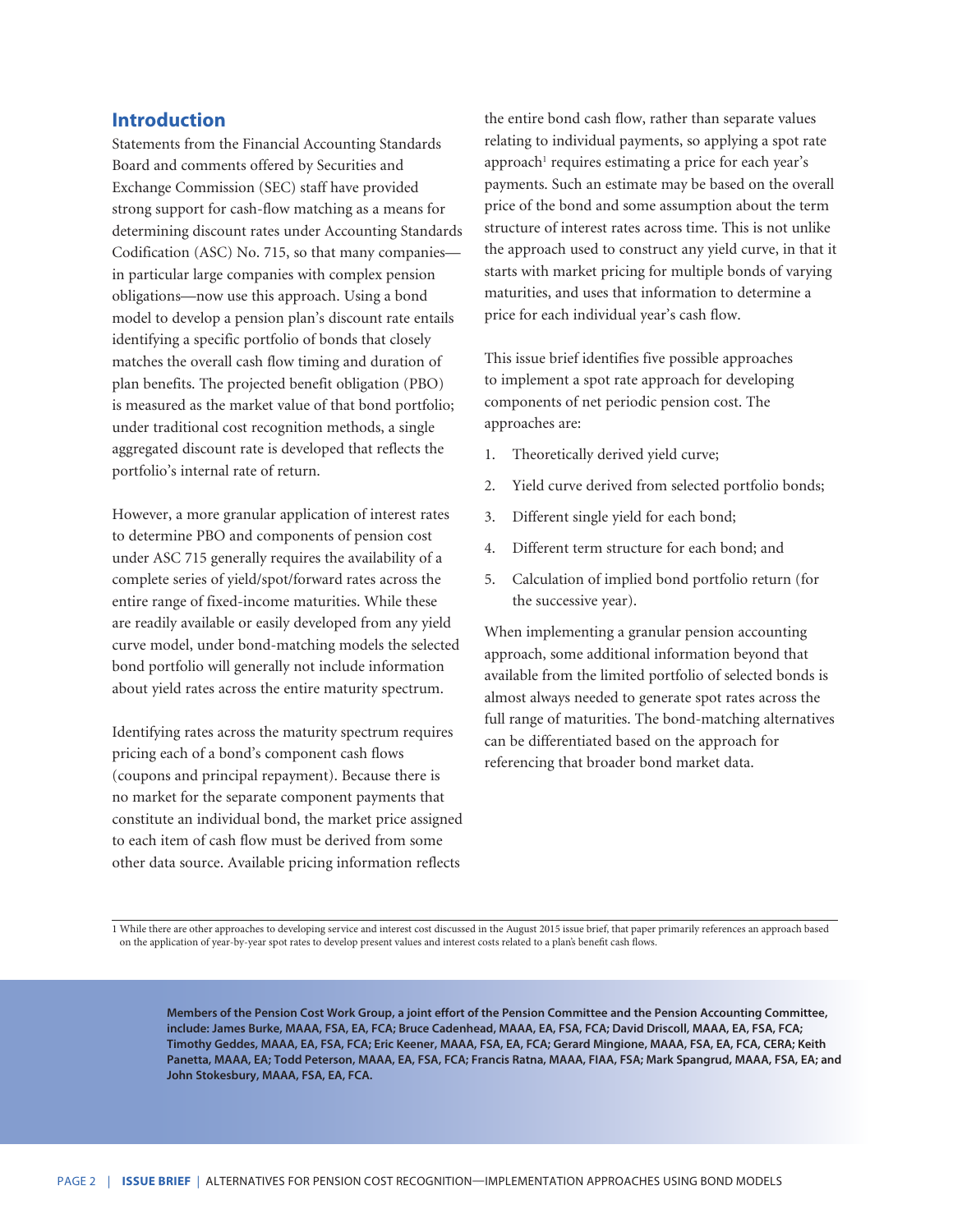## Introduction

Statements from the Financial Accounting Standards Board and comments offered by Securities and Exchange Commission (SEC) staff have provided strong support for cash-flow matching as a means for determining discount rates under Accounting Standards Codification (ASC) No. 715, so that many companies—in particular large companies with complex pension obligations—now use this approach. Using a bond model to develop a pension plan's discount rate entails identifying a specific portfolio of bonds that closely matches the overall cash flow timing and duration of plan benefits. The projected benefit obligation (PBO) is measured as the market value of that bond portfolio; under traditional cost recognition methods, a single aggregated discount rate is developed that reflects the portfolio's internal rate of return.

However, a more granular application of interest rates to determine PBO and components of pension cost under ASC 715 generally requires the availability of a complete series of yield/spot/forward rates across the entire range of fixed-income maturities. While these are readily available or easily developed from any yield curve model, under bond-matching models the selected bond portfolio will generally not include information about yield rates across the entire maturity spectrum.

Identifying rates across the maturity spectrum requires pricing each of a bond's component cash flows (coupons and principal repayment). Because there is no market for the separate component payments that constitute an individual bond, the market price assigned to each item of cash flow must be derived from some other data source. Available pricing information reflects the entire bond cash flow, rather than separate values relating to individual payments, so applying a spot rate approach[1] requires estimating a price for each year's payments. Such an estimate may be based on the overall price of the bond and some assumption about the term structure of interest rates across time. This is not unlike the approach used to construct any yield curve, in that it starts with market pricing for multiple bonds of varying maturities, and uses that information to determine a price for each individual year's cash flow.

This issue brief identifies five possible approaches to implement a spot rate approach for developing components of net periodic pension cost. The approaches are:

1. Theoretically derived yield curve;
2. Yield curve derived from selected portfolio bonds;
3. Different single yield for each bond;
4. Different term structure for each bond; and
5. Calculation of implied bond portfolio return (for the successive year).

When implementing a granular pension accounting approach, some additional information beyond that available from the limited portfolio of selected bonds is almost always needed to generate spot rates across the full range of maturities. The bond-matching alternatives can be differentiated based on the approach for referencing that broader bond market data.

---

1 While there are other approaches to developing service and interest cost discussed in the August 2015 issue brief, that paper primarily references an approach based on the application of year-by-year spot rates to develop present values and interest costs related to a plan's benefit cash flows.

**Members of the Pension Cost Work Group, a joint effort of the Pension Committee and the Pension Accounting Committee, include: James Burke, MAAA, FSA, EA, FCA; Bruce Cadenhead, MAAA, EA, FSA, FCA; David Driscoll, MAAA, EA, FSA, FCA; Timothy Geddes, MAAA, EA, FSA, FCA; Eric Keener, MAAA, FSA, EA, FCA; Gerard Mingione, MAAA, FSA, EA, FCA, CERA; Keith Panetta, MAAA, EA; Todd Peterson, MAAA, EA, FSA, FCA; Francis Ratna, MAAA, FIAA, FSA; Mark Spangrud, MAAA, FSA, EA; and John Stokesbury, MAAA, FSA, EA, FCA.**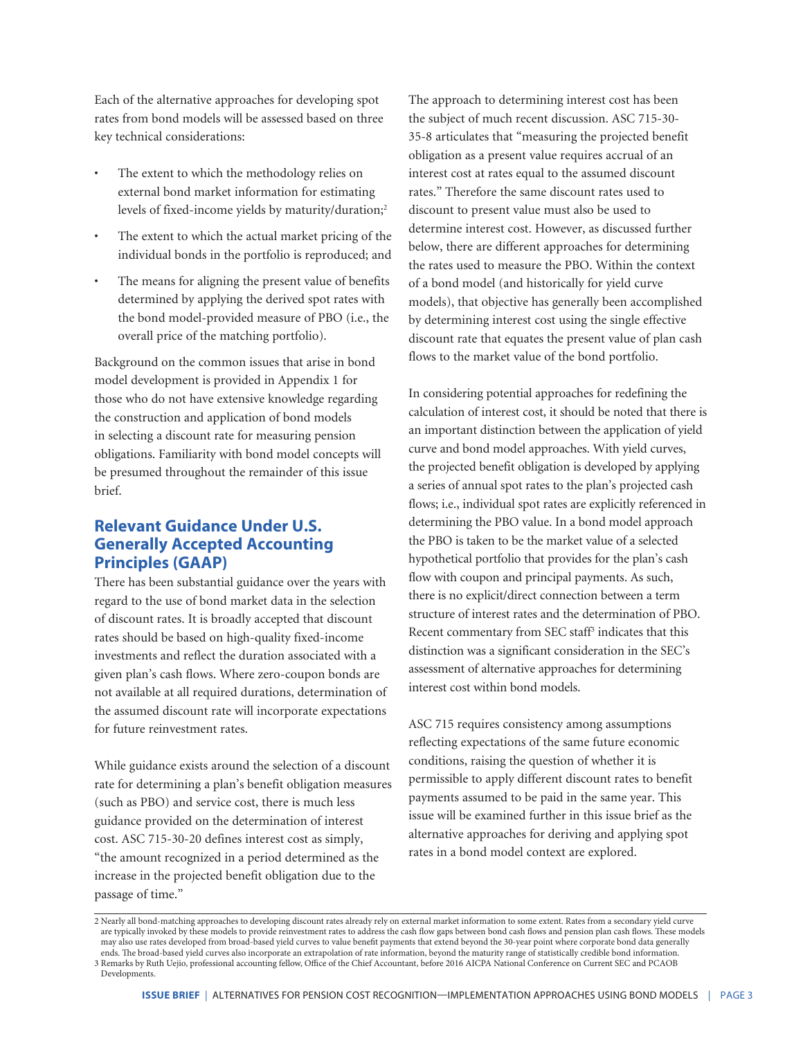Each of the alternative approaches for developing spot rates from bond models will be assessed based on three key technical considerations:

- The extent to which the methodology relies on external bond market information for estimating levels of fixed-income yields by maturity/duration;[2]
- The extent to which the actual market pricing of the individual bonds in the portfolio is reproduced; and
- The means for aligning the present value of benefits determined by applying the derived spot rates with the bond model-provided measure of PBO (i.e., the overall price of the matching portfolio).

Background on the common issues that arise in bond model development is provided in Appendix 1 for those who do not have extensive knowledge regarding the construction and application of bond models in selecting a discount rate for measuring pension obligations. Familiarity with bond model concepts will be presumed throughout the remainder of this issue brief.

## Relevant Guidance Under U.S. Generally Accepted Accounting Principles (GAAP)

There has been substantial guidance over the years with regard to the use of bond market data in the selection of discount rates. It is broadly accepted that discount rates should be based on high-quality fixed-income investments and reflect the duration associated with a given plan's cash flows. Where zero-coupon bonds are not available at all required durations, determination of the assumed discount rate will incorporate expectations for future reinvestment rates.

While guidance exists around the selection of a discount rate for determining a plan's benefit obligation measures (such as PBO) and service cost, there is much less guidance provided on the determination of interest cost. ASC 715-30-20 defines interest cost as simply, "the amount recognized in a period determined as the increase in the projected benefit obligation due to the passage of time."

The approach to determining interest cost has been the subject of much recent discussion. ASC 715-30-35-8 articulates that "measuring the projected benefit obligation as a present value requires accrual of an interest cost at rates equal to the assumed discount rates." Therefore the same discount rates used to discount to present value must also be used to determine interest cost. However, as discussed further below, there are different approaches for determining the rates used to measure the PBO. Within the context of a bond model (and historically for yield curve models), that objective has generally been accomplished by determining interest cost using the single effective discount rate that equates the present value of plan cash flows to the market value of the bond portfolio.

In considering potential approaches for redefining the calculation of interest cost, it should be noted that there is an important distinction between the application of yield curve and bond model approaches. With yield curves, the projected benefit obligation is developed by applying a series of annual spot rates to the plan's projected cash flows; i.e., individual spot rates are explicitly referenced in determining the PBO value. In a bond model approach the PBO is taken to be the market value of a selected hypothetical portfolio that provides for the plan's cash flow with coupon and principal payments. As such, there is no explicit/direct connection between a term structure of interest rates and the determination of PBO. Recent commentary from SEC staff[3] indicates that this distinction was a significant consideration in the SEC's assessment of alternative approaches for determining interest cost within bond models.

ASC 715 requires consistency among assumptions reflecting expectations of the same future economic conditions, raising the question of whether it is permissible to apply different discount rates to benefit payments assumed to be paid in the same year. This issue will be examined further in this issue brief as the alternative approaches for deriving and applying spot rates in a bond model context are explored.

---

[2] Nearly all bond-matching approaches to developing discount rates already rely on external market information to some extent. Rates from a secondary yield curve are typically invoked by these models to provide reinvestment rates to address the cash flow gaps between bond cash flows and pension plan cash flows. These models may also use rates developed from broad-based yield curves to value benefit payments that extend beyond the 30-year point where corporate bond data generally ends. The broad-based yield curves also incorporate an extrapolation of rate information, beyond the maturity range of statistically credible bond information.

[3] Remarks by Ruth Uejio, professional accounting fellow, Office of the Chief Accountant, before 2016 AICPA National Conference on Current SEC and PCAOB Developments.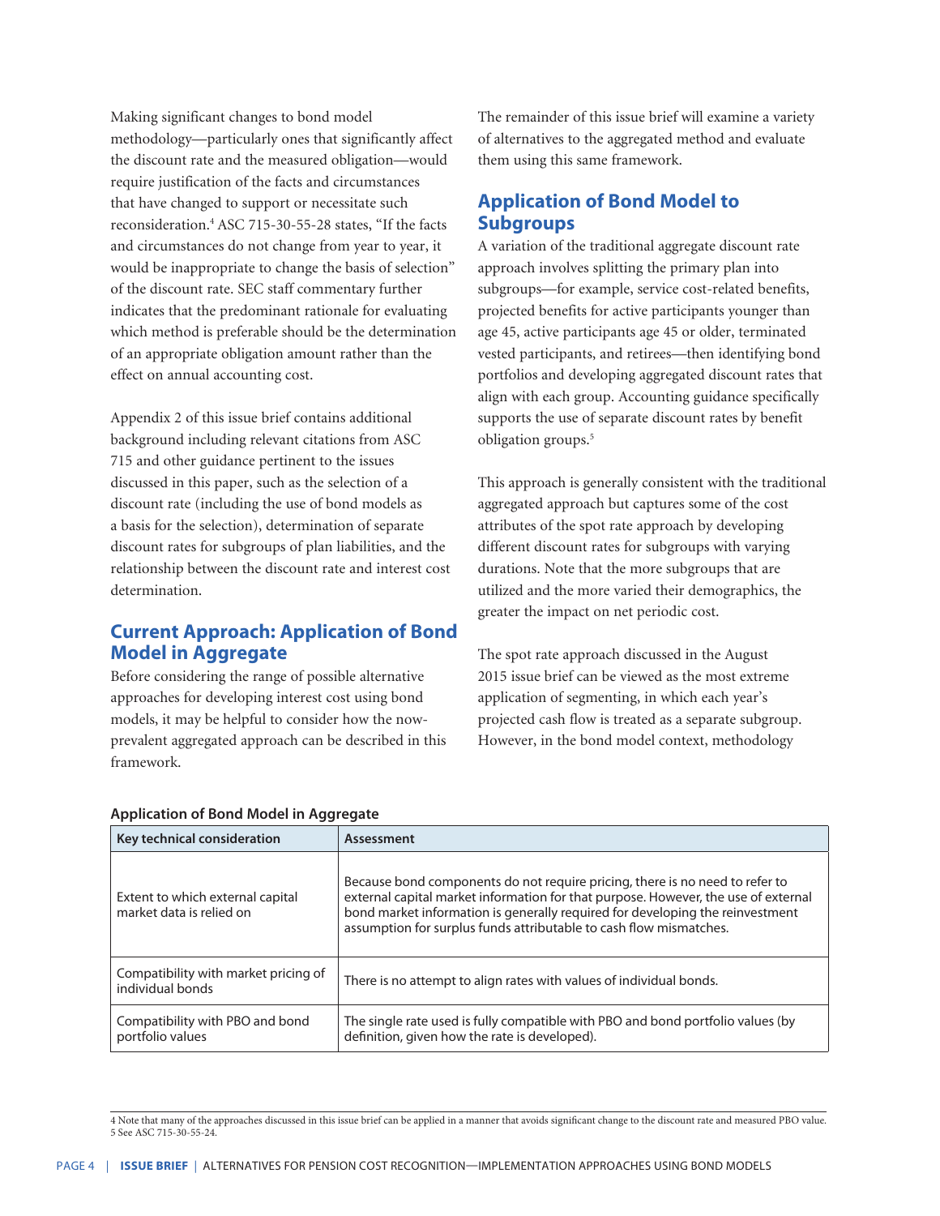Making significant changes to bond model methodology—particularly ones that significantly affect the discount rate and the measured obligation—would require justification of the facts and circumstances that have changed to support or necessitate such reconsideration.[4] ASC 715-30-55-28 states, "If the facts and circumstances do not change from year to year, it would be inappropriate to change the basis of selection" of the discount rate. SEC staff commentary further indicates that the predominant rationale for evaluating which method is preferable should be the determination of an appropriate obligation amount rather than the effect on annual accounting cost.

Appendix 2 of this issue brief contains additional background including relevant citations from ASC 715 and other guidance pertinent to the issues discussed in this paper, such as the selection of a discount rate (including the use of bond models as a basis for the selection), determination of separate discount rates for subgroups of plan liabilities, and the relationship between the discount rate and interest cost determination.

## Current Approach: Application of Bond Model in Aggregate

Before considering the range of possible alternative approaches for developing interest cost using bond models, it may be helpful to consider how the now-prevalent aggregated approach can be described in this framework.

**Application of Bond Model in Aggregate**

| Key technical consideration | Assessment |
|---|---|
| Extent to which external capital market data is relied on | Because bond components do not require pricing, there is no need to refer to external capital market information for that purpose. However, the use of external bond market information is generally required for developing the reinvestment assumption for surplus funds attributable to cash flow mismatches. |
| Compatibility with market pricing of individual bonds | There is no attempt to align rates with values of individual bonds. |
| Compatibility with PBO and bond portfolio values | The single rate used is fully compatible with PBO and bond portfolio values (by definition, given how the rate is developed). |

The remainder of this issue brief will examine a variety of alternatives to the aggregated method and evaluate them using this same framework.

## Application of Bond Model to Subgroups

A variation of the traditional aggregate discount rate approach involves splitting the primary plan into subgroups—for example, service cost-related benefits, projected benefits for active participants younger than age 45, active participants age 45 or older, terminated vested participants, and retirees—then identifying bond portfolios and developing aggregated discount rates that align with each group. Accounting guidance specifically supports the use of separate discount rates by benefit obligation groups.[5]

This approach is generally consistent with the traditional aggregated approach but captures some of the cost attributes of the spot rate approach by developing different discount rates for subgroups with varying durations. Note that the more subgroups that are utilized and the more varied their demographics, the greater the impact on net periodic cost.

The spot rate approach discussed in the August 2015 issue brief can be viewed as the most extreme application of segmenting, in which each year's projected cash flow is treated as a separate subgroup. However, in the bond model context, methodology

4 Note that many of the approaches discussed in this issue brief can be applied in a manner that avoids significant change to the discount rate and measured PBO value.
5 See ASC 715-30-55-24.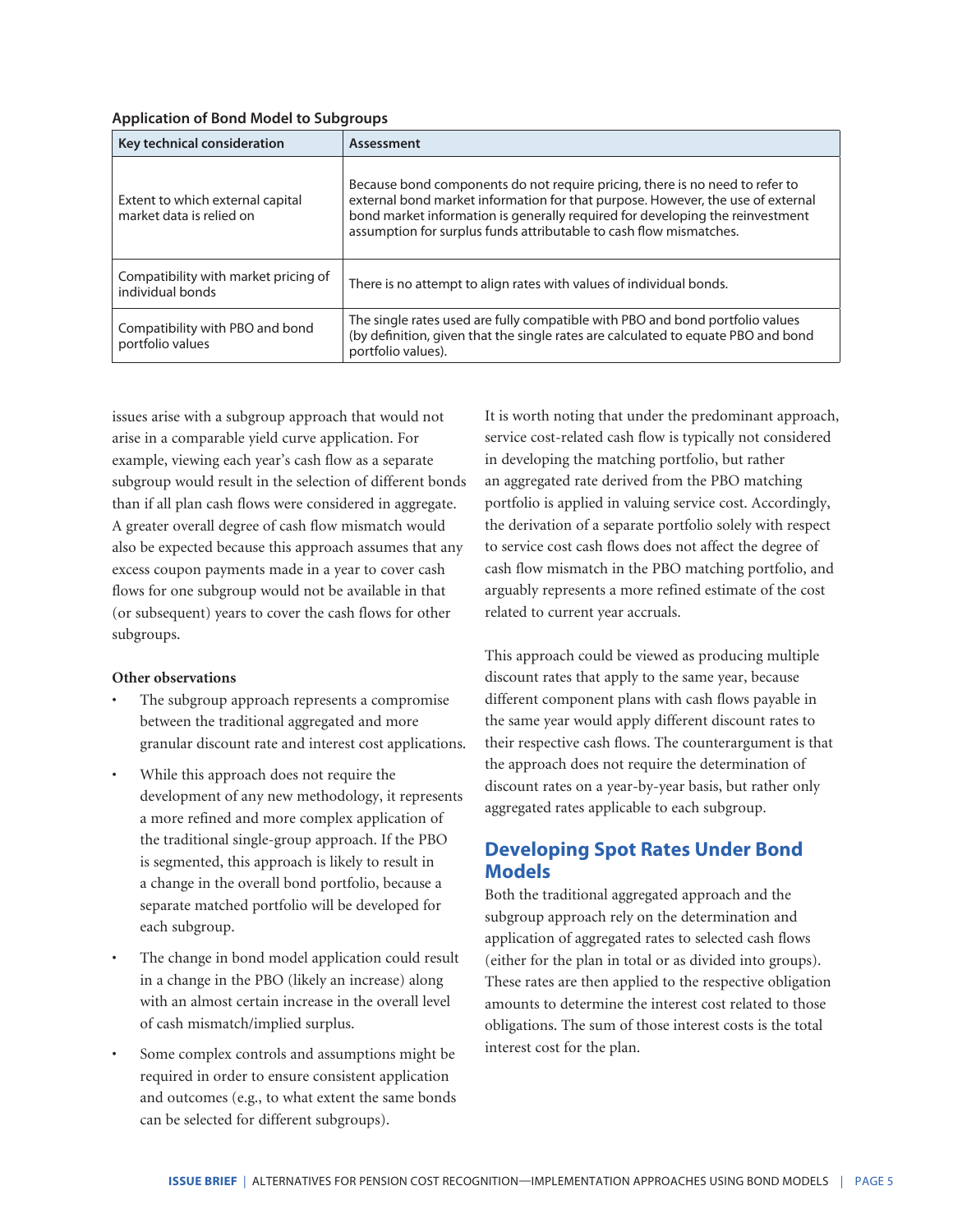**Application of Bond Model to Subgroups**

| Key technical consideration | Assessment |
|---|---|
| Extent to which external capital market data is relied on | Because bond components do not require pricing, there is no need to refer to external bond market information for that purpose. However, the use of external bond market information is generally required for developing the reinvestment assumption for surplus funds attributable to cash flow mismatches. |
| Compatibility with market pricing of individual bonds | There is no attempt to align rates with values of individual bonds. |
| Compatibility with PBO and bond portfolio values | The single rates used are fully compatible with PBO and bond portfolio values (by definition, given that the single rates are calculated to equate PBO and bond portfolio values). |

issues arise with a subgroup approach that would not arise in a comparable yield curve application. For example, viewing each year's cash flow as a separate subgroup would result in the selection of different bonds than if all plan cash flows were considered in aggregate. A greater overall degree of cash flow mismatch would also be expected because this approach assumes that any excess coupon payments made in a year to cover cash flows for one subgroup would not be available in that (or subsequent) years to cover the cash flows for other subgroups.

**Other observations**

- The subgroup approach represents a compromise between the traditional aggregated and more granular discount rate and interest cost applications.
- While this approach does not require the development of any new methodology, it represents a more refined and more complex application of the traditional single-group approach. If the PBO is segmented, this approach is likely to result in a change in the overall bond portfolio, because a separate matched portfolio will be developed for each subgroup.
- The change in bond model application could result in a change in the PBO (likely an increase) along with an almost certain increase in the overall level of cash mismatch/implied surplus.
- Some complex controls and assumptions might be required in order to ensure consistent application and outcomes (e.g., to what extent the same bonds can be selected for different subgroups).

It is worth noting that under the predominant approach, service cost-related cash flow is typically not considered in developing the matching portfolio, but rather an aggregated rate derived from the PBO matching portfolio is applied in valuing service cost. Accordingly, the derivation of a separate portfolio solely with respect to service cost cash flows does not affect the degree of cash flow mismatch in the PBO matching portfolio, and arguably represents a more refined estimate of the cost related to current year accruals.

This approach could be viewed as producing multiple discount rates that apply to the same year, because different component plans with cash flows payable in the same year would apply different discount rates to their respective cash flows. The counterargument is that the approach does not require the determination of discount rates on a year-by-year basis, but rather only aggregated rates applicable to each subgroup.

## Developing Spot Rates Under Bond Models

Both the traditional aggregated approach and the subgroup approach rely on the determination and application of aggregated rates to selected cash flows (either for the plan in total or as divided into groups). These rates are then applied to the respective obligation amounts to determine the interest cost related to those obligations. The sum of those interest costs is the total interest cost for the plan.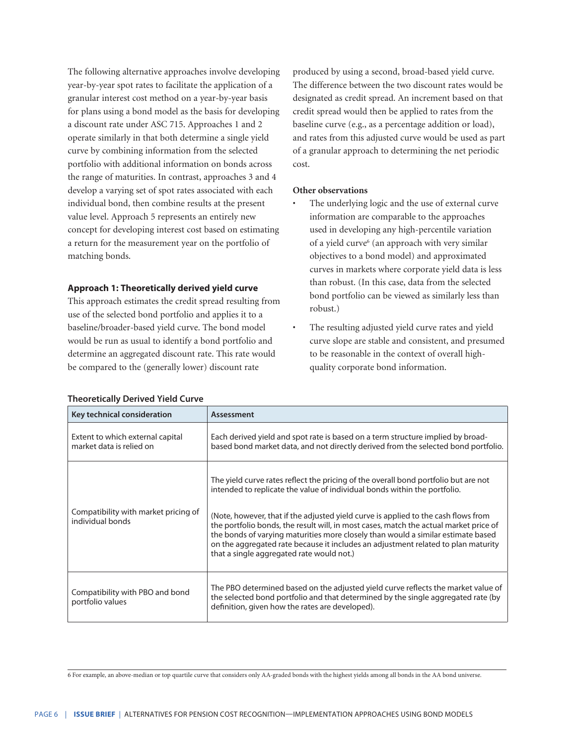The following alternative approaches involve developing year-by-year spot rates to facilitate the application of a granular interest cost method on a year-by-year basis for plans using a bond model as the basis for developing a discount rate under ASC 715. Approaches 1 and 2 operate similarly in that both determine a single yield curve by combining information from the selected portfolio with additional information on bonds across the range of maturities. In contrast, approaches 3 and 4 develop a varying set of spot rates associated with each individual bond, then combine results at the present value level. Approach 5 represents an entirely new concept for developing interest cost based on estimating a return for the measurement year on the portfolio of matching bonds.

### Approach 1: Theoretically derived yield curve

This approach estimates the credit spread resulting from use of the selected bond portfolio and applies it to a baseline/broader-based yield curve. The bond model would be run as usual to identify a bond portfolio and determine an aggregated discount rate. This rate would be compared to the (generally lower) discount rate produced by using a second, broad-based yield curve. The difference between the two discount rates would be designated as credit spread. An increment based on that credit spread would then be applied to rates from the baseline curve (e.g., as a percentage addition or load), and rates from this adjusted curve would be used as part of a granular approach to determining the net periodic cost.

**Other observations**

- The underlying logic and the use of external curve information are comparable to the approaches used in developing any high-percentile variation of a yield curve[6] (an approach with very similar objectives to a bond model) and approximated curves in markets where corporate yield data is less than robust. (In this case, data from the selected bond portfolio can be viewed as similarly less than robust.)
- The resulting adjusted yield curve rates and yield curve slope are stable and consistent, and presumed to be reasonable in the context of overall high-quality corporate bond information.

**Theoretically Derived Yield Curve**

| Key technical consideration | Assessment |
|---|---|
| Extent to which external capital market data is relied on | Each derived yield and spot rate is based on a term structure implied by broad-based bond market data, and not directly derived from the selected bond portfolio. |
| Compatibility with market pricing of individual bonds | The yield curve rates reflect the pricing of the overall bond portfolio but are not intended to replicate the value of individual bonds within the portfolio.<br><br>(Note, however, that if the adjusted yield curve is applied to the cash flows from the portfolio bonds, the result will, in most cases, match the actual market price of the bonds of varying maturities more closely than would a similar estimate based on the aggregated rate because it includes an adjustment related to plan maturity that a single aggregated rate would not.) |
| Compatibility with PBO and bond portfolio values | The PBO determined based on the adjusted yield curve reflects the market value of the selected bond portfolio and that determined by the single aggregated rate (by definition, given how the rates are developed). |

6 For example, an above-median or top quartile curve that considers only AA-graded bonds with the highest yields among all bonds in the AA bond universe.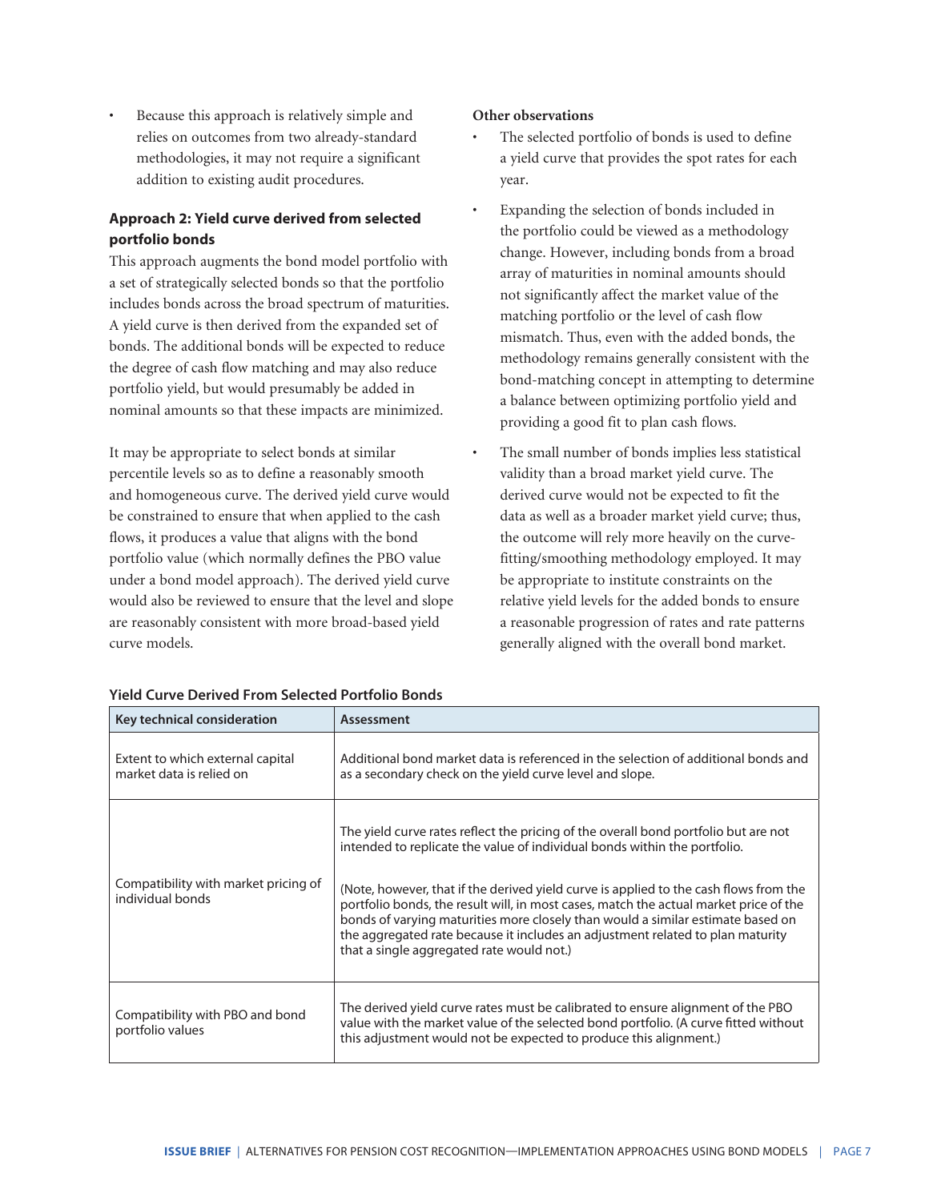- Because this approach is relatively simple and relies on outcomes from two already-standard methodologies, it may not require a significant addition to existing audit procedures.

### Approach 2: Yield curve derived from selected portfolio bonds

This approach augments the bond model portfolio with a set of strategically selected bonds so that the portfolio includes bonds across the broad spectrum of maturities. A yield curve is then derived from the expanded set of bonds. The additional bonds will be expected to reduce the degree of cash flow matching and may also reduce portfolio yield, but would presumably be added in nominal amounts so that these impacts are minimized.

It may be appropriate to select bonds at similar percentile levels so as to define a reasonably smooth and homogeneous curve. The derived yield curve would be constrained to ensure that when applied to the cash flows, it produces a value that aligns with the bond portfolio value (which normally defines the PBO value under a bond model approach). The derived yield curve would also be reviewed to ensure that the level and slope are reasonably consistent with more broad-based yield curve models.

**Other observations**

- The selected portfolio of bonds is used to define a yield curve that provides the spot rates for each year.
- Expanding the selection of bonds included in the portfolio could be viewed as a methodology change. However, including bonds from a broad array of maturities in nominal amounts should not significantly affect the market value of the matching portfolio or the level of cash flow mismatch. Thus, even with the added bonds, the methodology remains generally consistent with the bond-matching concept in attempting to determine a balance between optimizing portfolio yield and providing a good fit to plan cash flows.
- The small number of bonds implies less statistical validity than a broad market yield curve. The derived curve would not be expected to fit the data as well as a broader market yield curve; thus, the outcome will rely more heavily on the curve-fitting/smoothing methodology employed. It may be appropriate to institute constraints on the relative yield levels for the added bonds to ensure a reasonable progression of rates and rate patterns generally aligned with the overall bond market.

**Yield Curve Derived From Selected Portfolio Bonds**

| Key technical consideration | Assessment |
|---|---|
| Extent to which external capital market data is relied on | Additional bond market data is referenced in the selection of additional bonds and as a secondary check on the yield curve level and slope. |
| Compatibility with market pricing of individual bonds | The yield curve rates reflect the pricing of the overall bond portfolio but are not intended to replicate the value of individual bonds within the portfolio.<br><br>(Note, however, that if the derived yield curve is applied to the cash flows from the portfolio bonds, the result will, in most cases, match the actual market price of the bonds of varying maturities more closely than would a similar estimate based on the aggregated rate because it includes an adjustment related to plan maturity that a single aggregated rate would not.) |
| Compatibility with PBO and bond portfolio values | The derived yield curve rates must be calibrated to ensure alignment of the PBO value with the market value of the selected bond portfolio. (A curve fitted without this adjustment would not be expected to produce this alignment.) |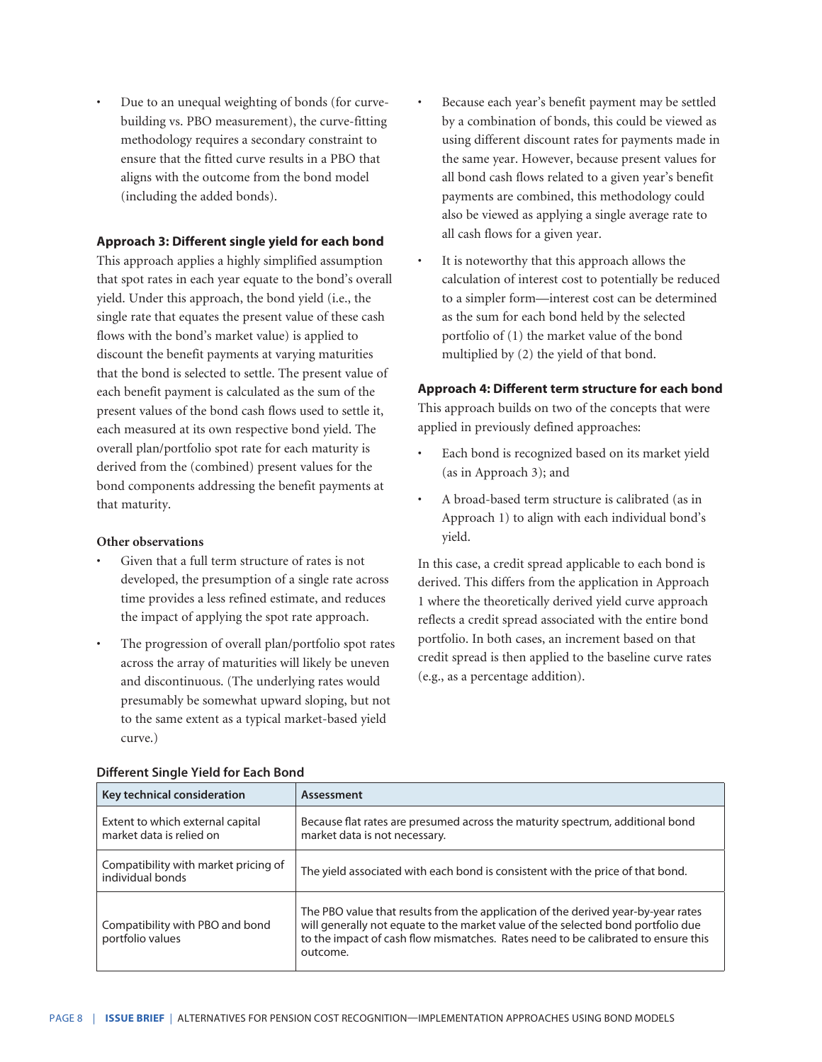- Due to an unequal weighting of bonds (for curve-building vs. PBO measurement), the curve-fitting methodology requires a secondary constraint to ensure that the fitted curve results in a PBO that aligns with the outcome from the bond model (including the added bonds).

**Approach 3: Different single yield for each bond**

This approach applies a highly simplified assumption that spot rates in each year equate to the bond's overall yield. Under this approach, the bond yield (i.e., the single rate that equates the present value of these cash flows with the bond's market value) is applied to discount the benefit payments at varying maturities that the bond is selected to settle. The present value of each benefit payment is calculated as the sum of the present values of the bond cash flows used to settle it, each measured at its own respective bond yield. The overall plan/portfolio spot rate for each maturity is derived from the (combined) present values for the bond components addressing the benefit payments at that maturity.

**Other observations**

- Given that a full term structure of rates is not developed, the presumption of a single rate across time provides a less refined estimate, and reduces the impact of applying the spot rate approach.
- The progression of overall plan/portfolio spot rates across the array of maturities will likely be uneven and discontinuous. (The underlying rates would presumably be somewhat upward sloping, but not to the same extent as a typical market-based yield curve.)
- Because each year's benefit payment may be settled by a combination of bonds, this could be viewed as using different discount rates for payments made in the same year. However, because present values for all bond cash flows related to a given year's benefit payments are combined, this methodology could also be viewed as applying a single average rate to all cash flows for a given year.
- It is noteworthy that this approach allows the calculation of interest cost to potentially be reduced to a simpler form—interest cost can be determined as the sum for each bond held by the selected portfolio of (1) the market value of the bond multiplied by (2) the yield of that bond.

**Approach 4: Different term structure for each bond**

This approach builds on two of the concepts that were applied in previously defined approaches:

- Each bond is recognized based on its market yield (as in Approach 3); and
- A broad-based term structure is calibrated (as in Approach 1) to align with each individual bond's yield.

In this case, a credit spread applicable to each bond is derived. This differs from the application in Approach 1 where the theoretically derived yield curve approach reflects a credit spread associated with the entire bond portfolio. In both cases, an increment based on that credit spread is then applied to the baseline curve rates (e.g., as a percentage addition).

**Different Single Yield for Each Bond**

| Key technical consideration | Assessment |
| --- | --- |
| Extent to which external capital market data is relied on | Because flat rates are presumed across the maturity spectrum, additional bond market data is not necessary. |
| Compatibility with market pricing of individual bonds | The yield associated with each bond is consistent with the price of that bond. |
| Compatibility with PBO and bond portfolio values | The PBO value that results from the application of the derived year-by-year rates will generally not equate to the market value of the selected bond portfolio due to the impact of cash flow mismatches. Rates need to be calibrated to ensure this outcome. |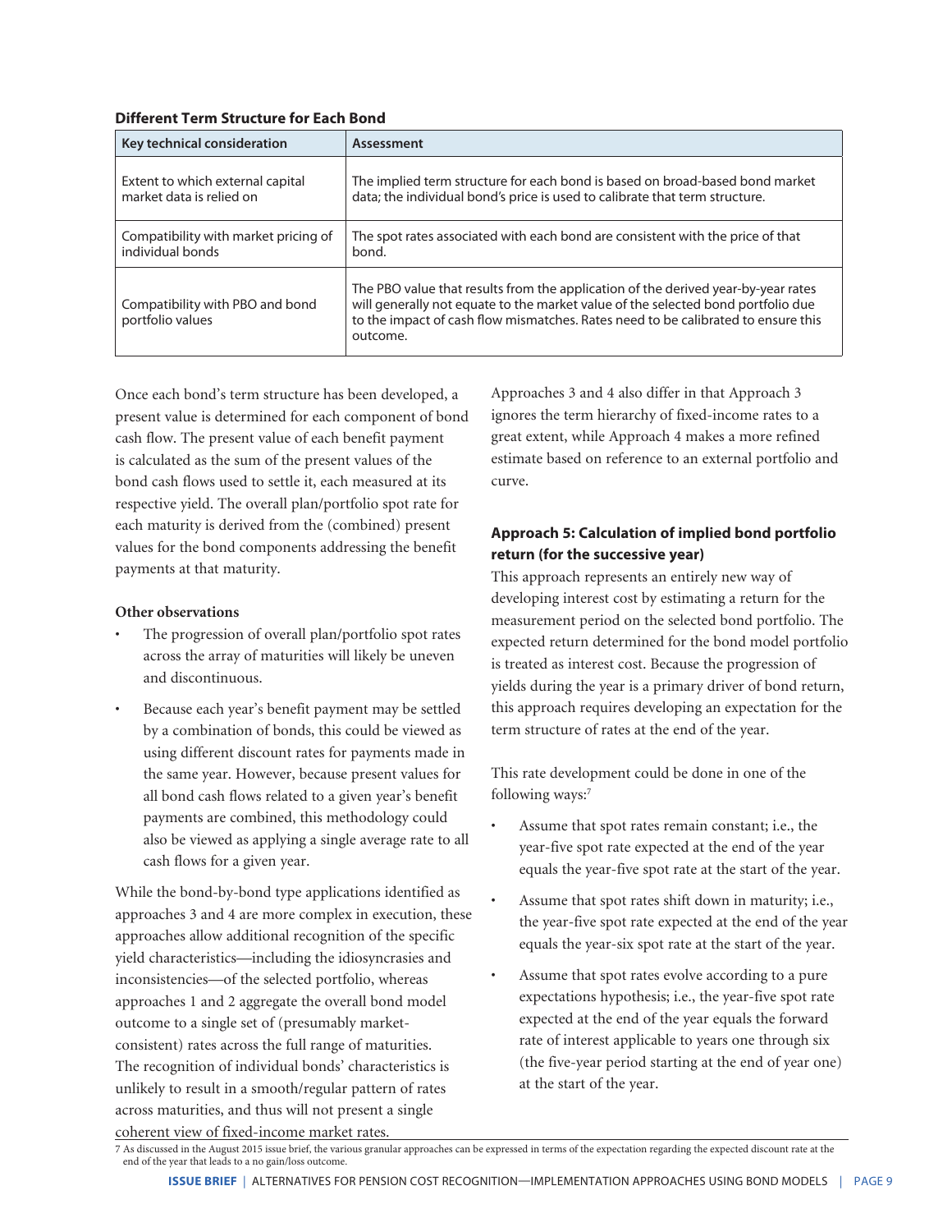**Different Term Structure for Each Bond**

| Key technical consideration | Assessment |
| --- | --- |
| Extent to which external capital market data is relied on | The implied term structure for each bond is based on broad-based bond market data; the individual bond's price is used to calibrate that term structure. |
| Compatibility with market pricing of individual bonds | The spot rates associated with each bond are consistent with the price of that bond. |
| Compatibility with PBO and bond portfolio values | The PBO value that results from the application of the derived year-by-year rates will generally not equate to the market value of the selected bond portfolio due to the impact of cash flow mismatches. Rates need to be calibrated to ensure this outcome. |

Once each bond's term structure has been developed, a present value is determined for each component of bond cash flow. The present value of each benefit payment is calculated as the sum of the present values of the bond cash flows used to settle it, each measured at its respective yield. The overall plan/portfolio spot rate for each maturity is derived from the (combined) present values for the bond components addressing the benefit payments at that maturity.

**Other observations**

- The progression of overall plan/portfolio spot rates across the array of maturities will likely be uneven and discontinuous.
- Because each year's benefit payment may be settled by a combination of bonds, this could be viewed as using different discount rates for payments made in the same year. However, because present values for all bond cash flows related to a given year's benefit payments are combined, this methodology could also be viewed as applying a single average rate to all cash flows for a given year.

While the bond-by-bond type applications identified as approaches 3 and 4 are more complex in execution, these approaches allow additional recognition of the specific yield characteristics—including the idiosyncrasies and inconsistencies—of the selected portfolio, whereas approaches 1 and 2 aggregate the overall bond model outcome to a single set of (presumably market-consistent) rates across the full range of maturities. The recognition of individual bonds' characteristics is unlikely to result in a smooth/regular pattern of rates across maturities, and thus will not present a single coherent view of fixed-income market rates.

Approaches 3 and 4 also differ in that Approach 3 ignores the term hierarchy of fixed-income rates to a great extent, while Approach 4 makes a more refined estimate based on reference to an external portfolio and curve.

### Approach 5: Calculation of implied bond portfolio return (for the successive year)

This approach represents an entirely new way of developing interest cost by estimating a return for the measurement period on the selected bond portfolio. The expected return determined for the bond model portfolio is treated as interest cost. Because the progression of yields during the year is a primary driver of bond return, this approach requires developing an expectation for the term structure of rates at the end of the year.

This rate development could be done in one of the following ways:[7]

- Assume that spot rates remain constant; i.e., the year-five spot rate expected at the end of the year equals the year-five spot rate at the start of the year.
- Assume that spot rates shift down in maturity; i.e., the year-five spot rate expected at the end of the year equals the year-six spot rate at the start of the year.
- Assume that spot rates evolve according to a pure expectations hypothesis; i.e., the year-five spot rate expected at the end of the year equals the forward rate of interest applicable to years one through six (the five-year period starting at the end of year one) at the start of the year.

7 As discussed in the August 2015 issue brief, the various granular approaches can be expressed in terms of the expectation regarding the expected discount rate at the end of the year that leads to a no gain/loss outcome.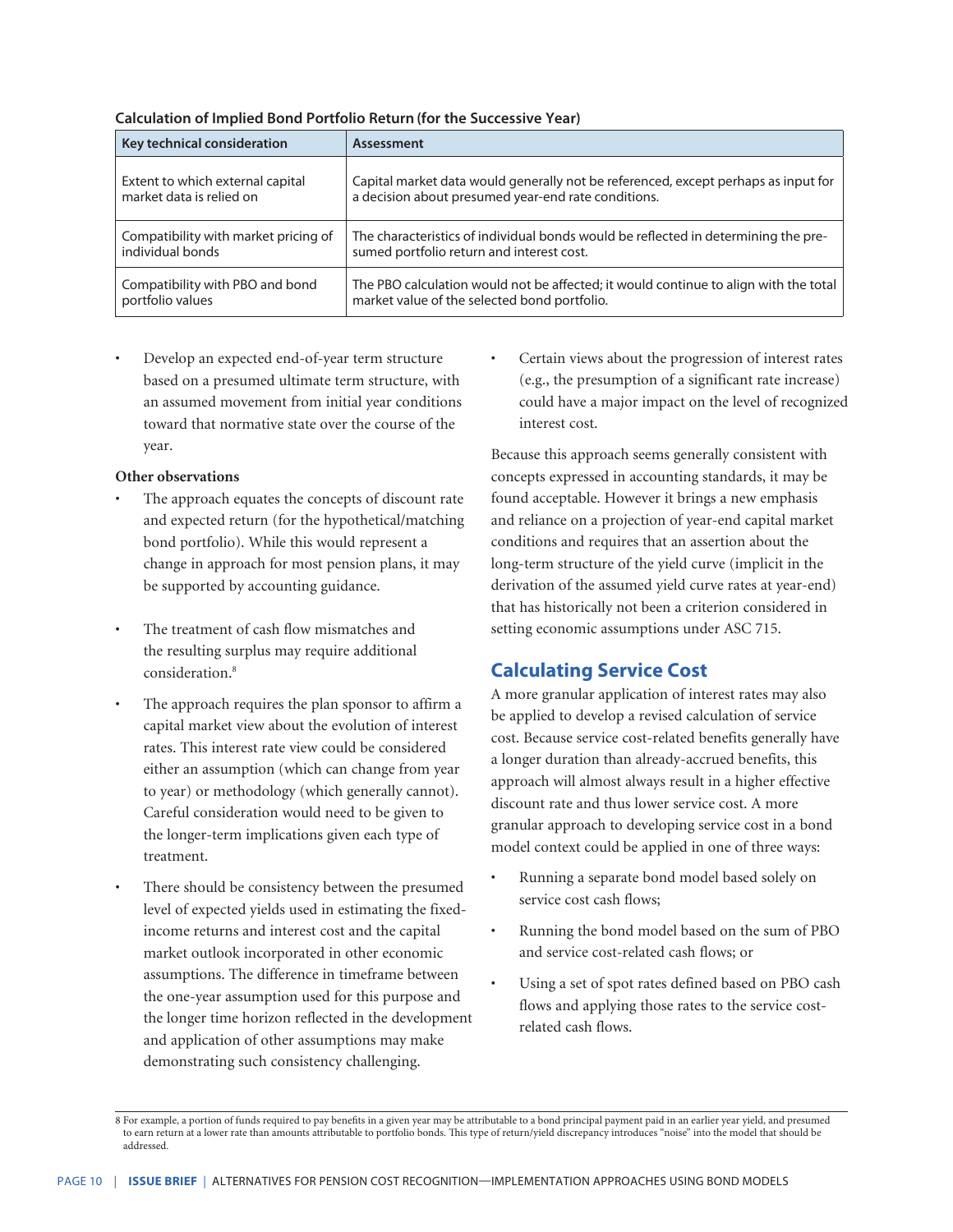**Calculation of Implied Bond Portfolio Return (for the Successive Year)**

| Key technical consideration | Assessment |
|---|---|
| Extent to which external capital market data is relied on | Capital market data would generally not be referenced, except perhaps as input for a decision about presumed year-end rate conditions. |
| Compatibility with market pricing of individual bonds | The characteristics of individual bonds would be reflected in determining the presumed portfolio return and interest cost. |
| Compatibility with PBO and bond portfolio values | The PBO calculation would not be affected; it would continue to align with the total market value of the selected bond portfolio. |

- Develop an expected end-of-year term structure based on a presumed ultimate term structure, with an assumed movement from initial year conditions toward that normative state over the course of the year.

**Other observations**

- The approach equates the concepts of discount rate and expected return (for the hypothetical/matching bond portfolio). While this would represent a change in approach for most pension plans, it may be supported by accounting guidance.
- The treatment of cash flow mismatches and the resulting surplus may require additional consideration.[8]
- The approach requires the plan sponsor to affirm a capital market view about the evolution of interest rates. This interest rate view could be considered either an assumption (which can change from year to year) or methodology (which generally cannot). Careful consideration would need to be given to the longer-term implications given each type of treatment.
- There should be consistency between the presumed level of expected yields used in estimating the fixed-income returns and interest cost and the capital market outlook incorporated in other economic assumptions. The difference in timeframe between the one-year assumption used for this purpose and the longer time horizon reflected in the development and application of other assumptions may make demonstrating such consistency challenging.
- Certain views about the progression of interest rates (e.g., the presumption of a significant rate increase) could have a major impact on the level of recognized interest cost.

Because this approach seems generally consistent with concepts expressed in accounting standards, it may be found acceptable. However it brings a new emphasis and reliance on a projection of year-end capital market conditions and requires that an assertion about the long-term structure of the yield curve (implicit in the derivation of the assumed yield curve rates at year-end) that has historically not been a criterion considered in setting economic assumptions under ASC 715.

## Calculating Service Cost

A more granular application of interest rates may also be applied to develop a revised calculation of service cost. Because service cost-related benefits generally have a longer duration than already-accrued benefits, this approach will almost always result in a higher effective discount rate and thus lower service cost. A more granular approach to developing service cost in a bond model context could be applied in one of three ways:

- Running a separate bond model based solely on service cost cash flows;
- Running the bond model based on the sum of PBO and service cost-related cash flows; or
- Using a set of spot rates defined based on PBO cash flows and applying those rates to the service cost-related cash flows.

8 For example, a portion of funds required to pay benefits in a given year may be attributable to a bond principal payment paid in an earlier year yield, and presumed to earn return at a lower rate than amounts attributable to portfolio bonds. This type of return/yield discrepancy introduces "noise" into the model that should be addressed.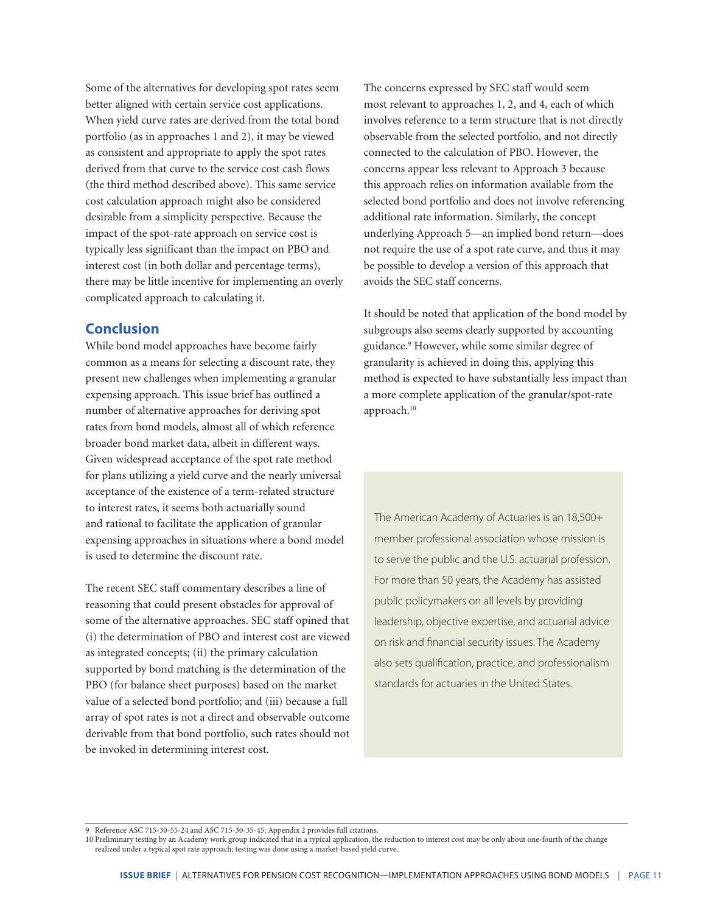Some of the alternatives for developing spot rates seem better aligned with certain service cost applications. When yield curve rates are derived from the total bond portfolio (as in approaches 1 and 2), it may be viewed as consistent and appropriate to apply the spot rates derived from that curve to the service cost cash flows (the third method described above). This same service cost calculation approach might also be considered desirable from a simplicity perspective. Because the impact of the spot-rate approach on service cost is typically less significant than the impact on PBO and interest cost (in both dollar and percentage terms), there may be little incentive for implementing an overly complicated approach to calculating it.

## Conclusion

While bond model approaches have become fairly common as a means for selecting a discount rate, they present new challenges when implementing a granular expensing approach. This issue brief has outlined a number of alternative approaches for deriving spot rates from bond models, almost all of which reference broader bond market data, albeit in different ways. Given widespread acceptance of the spot rate method for plans utilizing a yield curve and the nearly universal acceptance of the existence of a term-related structure to interest rates, it seems both actuarially sound and rational to facilitate the application of granular expensing approaches in situations where a bond model is used to determine the discount rate.

The recent SEC staff commentary describes a line of reasoning that could present obstacles for approval of some of the alternative approaches. SEC staff opined that (i) the determination of PBO and interest cost are viewed as integrated concepts; (ii) the primary calculation supported by bond matching is the determination of the PBO (for balance sheet purposes) based on the market value of a selected bond portfolio; and (iii) because a full array of spot rates is not a direct and observable outcome derivable from that bond portfolio, such rates should not be invoked in determining interest cost.

The concerns expressed by SEC staff would seem most relevant to approaches 1, 2, and 4, each of which involves reference to a term structure that is not directly observable from the selected portfolio, and not directly connected to the calculation of PBO. However, the concerns appear less relevant to Approach 3 because this approach relies on information available from the selected bond portfolio and does not involve referencing additional rate information. Similarly, the concept underlying Approach 5—an implied bond return—does not require the use of a spot rate curve, and thus it may be possible to develop a version of this approach that avoids the SEC staff concerns.

It should be noted that application of the bond model by subgroups also seems clearly supported by accounting guidance.[9] However, while some similar degree of granularity is achieved in doing this, applying this method is expected to have substantially less impact than a more complete application of the granular/spot-rate approach.[10]

The American Academy of Actuaries is an 18,500+ member professional association whose mission is to serve the public and the U.S. actuarial profession. For more than 50 years, the Academy has assisted public policymakers on all levels by providing leadership, objective expertise, and actuarial advice on risk and financial security issues. The Academy also sets qualification, practice, and professionalism standards for actuaries in the United States.

---

9 Reference ASC 715-30-55-24 and ASC 715-30-35-45; Appendix 2 provides full citations.

10 Preliminary testing by an Academy work group indicated that in a typical application, the reduction to interest cost may be only about one-fourth of the change realized under a typical spot rate approach; testing was done using a market-based yield curve.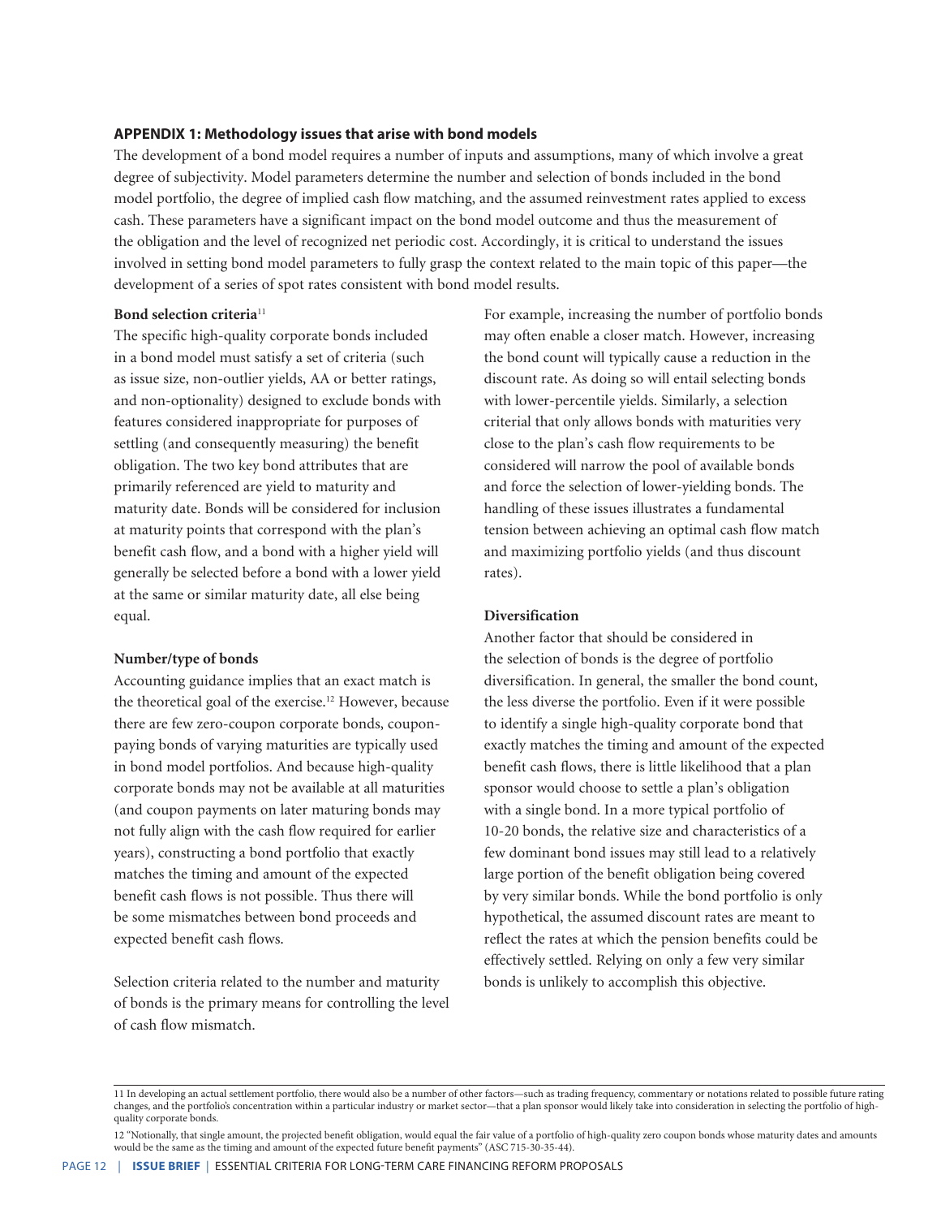**APPENDIX 1: Methodology issues that arise with bond models**

The development of a bond model requires a number of inputs and assumptions, many of which involve a great degree of subjectivity. Model parameters determine the number and selection of bonds included in the bond model portfolio, the degree of implied cash flow matching, and the assumed reinvestment rates applied to excess cash. These parameters have a significant impact on the bond model outcome and thus the measurement of the obligation and the level of recognized net periodic cost. Accordingly, it is critical to understand the issues involved in setting bond model parameters to fully grasp the context related to the main topic of this paper—the development of a series of spot rates consistent with bond model results.

**Bond selection criteria**[11]

The specific high-quality corporate bonds included in a bond model must satisfy a set of criteria (such as issue size, non-outlier yields, AA or better ratings, and non-optionality) designed to exclude bonds with features considered inappropriate for purposes of settling (and consequently measuring) the benefit obligation. The two key bond attributes that are primarily referenced are yield to maturity and maturity date. Bonds will be considered for inclusion at maturity points that correspond with the plan's benefit cash flow, and a bond with a higher yield will generally be selected before a bond with a lower yield at the same or similar maturity date, all else being equal.

**Number/type of bonds**

Accounting guidance implies that an exact match is the theoretical goal of the exercise.[12] However, because there are few zero-coupon corporate bonds, coupon-paying bonds of varying maturities are typically used in bond model portfolios. And because high-quality corporate bonds may not be available at all maturities (and coupon payments on later maturing bonds may not fully align with the cash flow required for earlier years), constructing a bond portfolio that exactly matches the timing and amount of the expected benefit cash flows is not possible. Thus there will be some mismatches between bond proceeds and expected benefit cash flows.

Selection criteria related to the number and maturity of bonds is the primary means for controlling the level of cash flow mismatch.

For example, increasing the number of portfolio bonds may often enable a closer match. However, increasing the bond count will typically cause a reduction in the discount rate. As doing so will entail selecting bonds with lower-percentile yields. Similarly, a selection criterial that only allows bonds with maturities very close to the plan's cash flow requirements to be considered will narrow the pool of available bonds and force the selection of lower-yielding bonds. The handling of these issues illustrates a fundamental tension between achieving an optimal cash flow match and maximizing portfolio yields (and thus discount rates).

**Diversification**

Another factor that should be considered in the selection of bonds is the degree of portfolio diversification. In general, the smaller the bond count, the less diverse the portfolio. Even if it were possible to identify a single high-quality corporate bond that exactly matches the timing and amount of the expected benefit cash flows, there is little likelihood that a plan sponsor would choose to settle a plan's obligation with a single bond. In a more typical portfolio of 10-20 bonds, the relative size and characteristics of a few dominant bond issues may still lead to a relatively large portion of the benefit obligation being covered by very similar bonds. While the bond portfolio is only hypothetical, the assumed discount rates are meant to reflect the rates at which the pension benefits could be effectively settled. Relying on only a few very similar bonds is unlikely to accomplish this objective.

---

11 In developing an actual settlement portfolio, there would also be a number of other factors—such as trading frequency, commentary or notations related to possible future rating changes, and the portfolio's concentration within a particular industry or market sector—that a plan sponsor would likely take into consideration in selecting the portfolio of high-quality corporate bonds.

12 "Notionally, that single amount, the projected benefit obligation, would equal the fair value of a portfolio of high-quality zero coupon bonds whose maturity dates and amounts would be the same as the timing and amount of the expected future benefit payments" (ASC 715-30-35-44).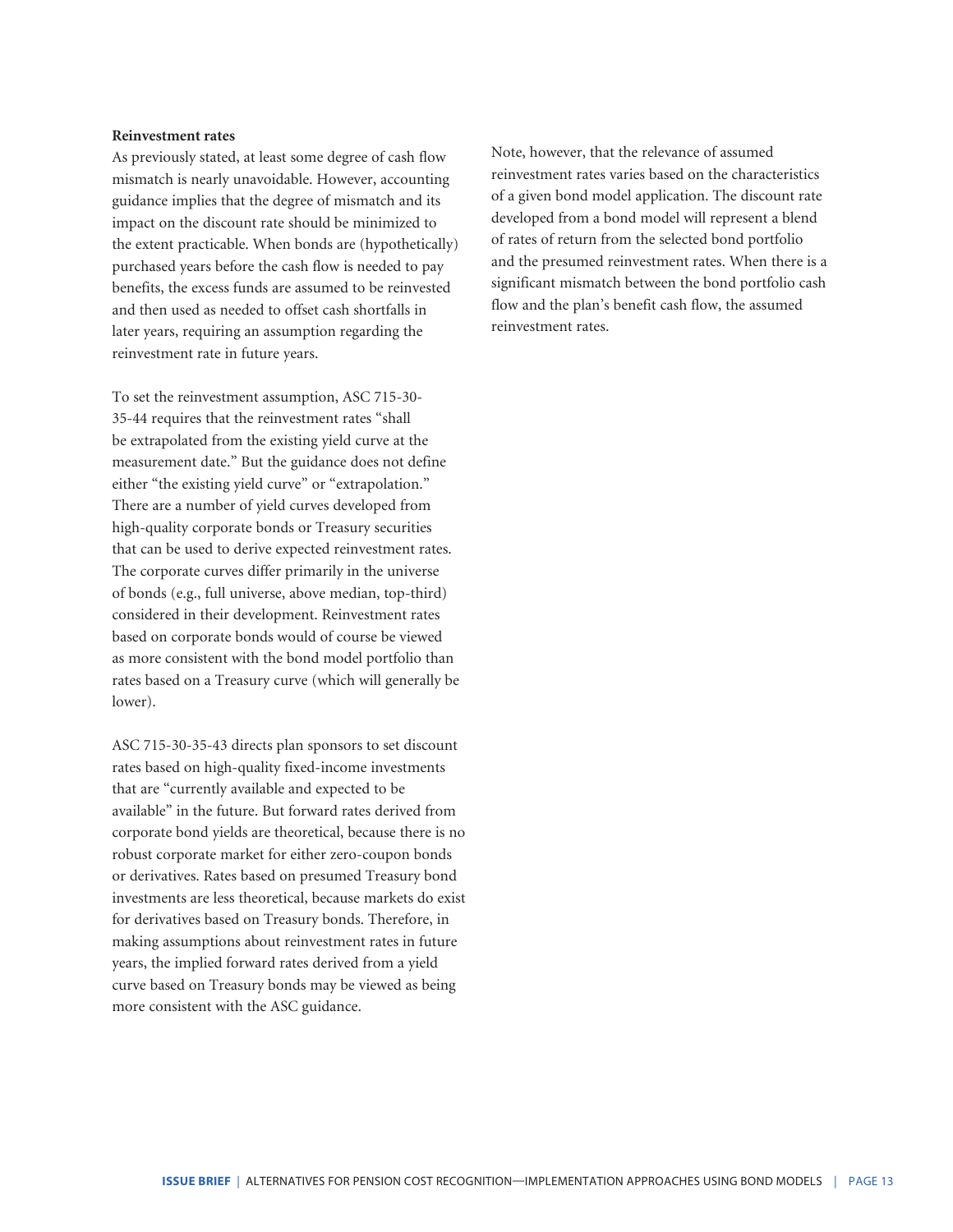**Reinvestment rates**

As previously stated, at least some degree of cash flow mismatch is nearly unavoidable. However, accounting guidance implies that the degree of mismatch and its impact on the discount rate should be minimized to the extent practicable. When bonds are (hypothetically) purchased years before the cash flow is needed to pay benefits, the excess funds are assumed to be reinvested and then used as needed to offset cash shortfalls in later years, requiring an assumption regarding the reinvestment rate in future years.

To set the reinvestment assumption, ASC 715-30-35-44 requires that the reinvestment rates "shall be extrapolated from the existing yield curve at the measurement date." But the guidance does not define either "the existing yield curve" or "extrapolation." There are a number of yield curves developed from high-quality corporate bonds or Treasury securities that can be used to derive expected reinvestment rates. The corporate curves differ primarily in the universe of bonds (e.g., full universe, above median, top-third) considered in their development. Reinvestment rates based on corporate bonds would of course be viewed as more consistent with the bond model portfolio than rates based on a Treasury curve (which will generally be lower).

ASC 715-30-35-43 directs plan sponsors to set discount rates based on high-quality fixed-income investments that are "currently available and expected to be available" in the future. But forward rates derived from corporate bond yields are theoretical, because there is no robust corporate market for either zero-coupon bonds or derivatives. Rates based on presumed Treasury bond investments are less theoretical, because markets do exist for derivatives based on Treasury bonds. Therefore, in making assumptions about reinvestment rates in future years, the implied forward rates derived from a yield curve based on Treasury bonds may be viewed as being more consistent with the ASC guidance.

Note, however, that the relevance of assumed reinvestment rates varies based on the characteristics of a given bond model application. The discount rate developed from a bond model will represent a blend of rates of return from the selected bond portfolio and the presumed reinvestment rates. When there is a significant mismatch between the bond portfolio cash flow and the plan's benefit cash flow, the assumed reinvestment rates.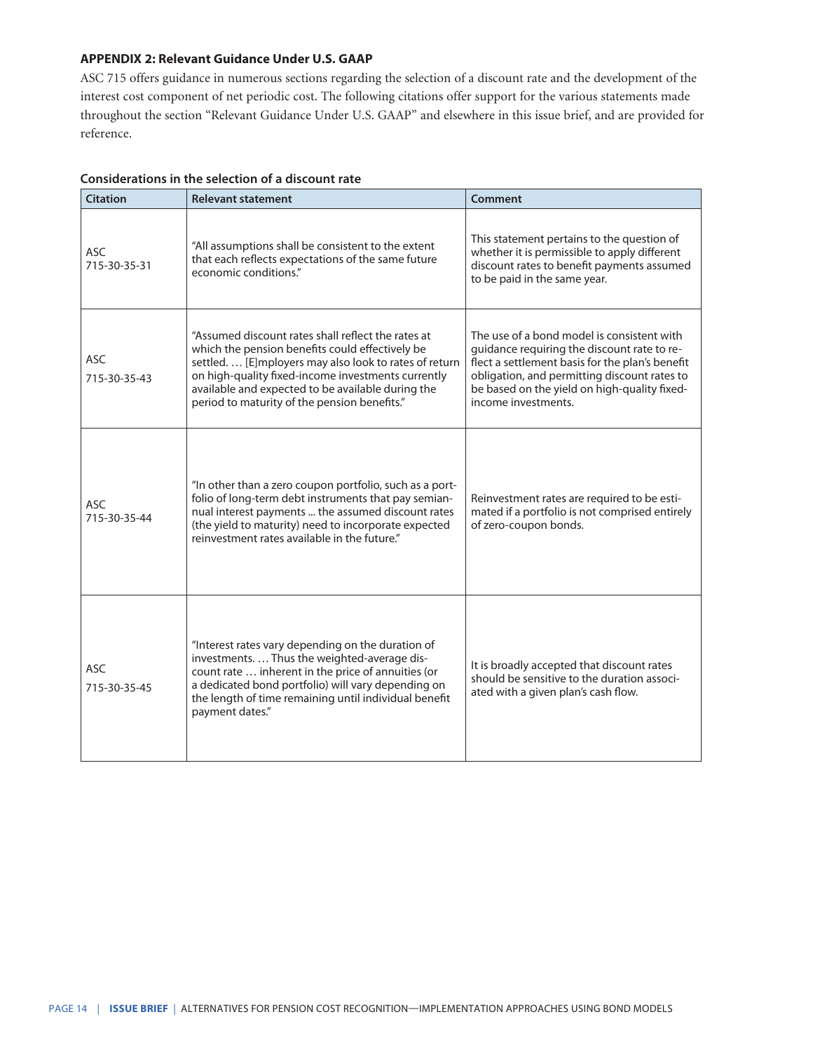### APPENDIX 2: Relevant Guidance Under U.S. GAAP

ASC 715 offers guidance in numerous sections regarding the selection of a discount rate and the development of the interest cost component of net periodic cost. The following citations offer support for the various statements made throughout the section "Relevant Guidance Under U.S. GAAP" and elsewhere in this issue brief, and are provided for reference.

**Considerations in the selection of a discount rate**

| Citation | Relevant statement | Comment |
|---|---|---|
| ASC 715-30-35-31 | "All assumptions shall be consistent to the extent that each reflects expectations of the same future economic conditions." | This statement pertains to the question of whether it is permissible to apply different discount rates to benefit payments assumed to be paid in the same year. |
| ASC 715-30-35-43 | "Assumed discount rates shall reflect the rates at which the pension benefits could effectively be settled. … [E]mployers may also look to rates of return on high-quality fixed-income investments currently available and expected to be available during the period to maturity of the pension benefits." | The use of a bond model is consistent with guidance requiring the discount rate to reflect a settlement basis for the plan's benefit obligation, and permitting discount rates to be based on the yield on high-quality fixed-income investments. |
| ASC 715-30-35-44 | "In other than a zero coupon portfolio, such as a portfolio of long-term debt instruments that pay semiannual interest payments ... the assumed discount rates (the yield to maturity) need to incorporate expected reinvestment rates available in the future." | Reinvestment rates are required to be estimated if a portfolio is not comprised entirely of zero-coupon bonds. |
| ASC 715-30-35-45 | "Interest rates vary depending on the duration of investments. … Thus the weighted-average discount rate … inherent in the price of annuities (or a dedicated bond portfolio) will vary depending on the length of time remaining until individual benefit payment dates." | It is broadly accepted that discount rates should be sensitive to the duration associated with a given plan's cash flow. |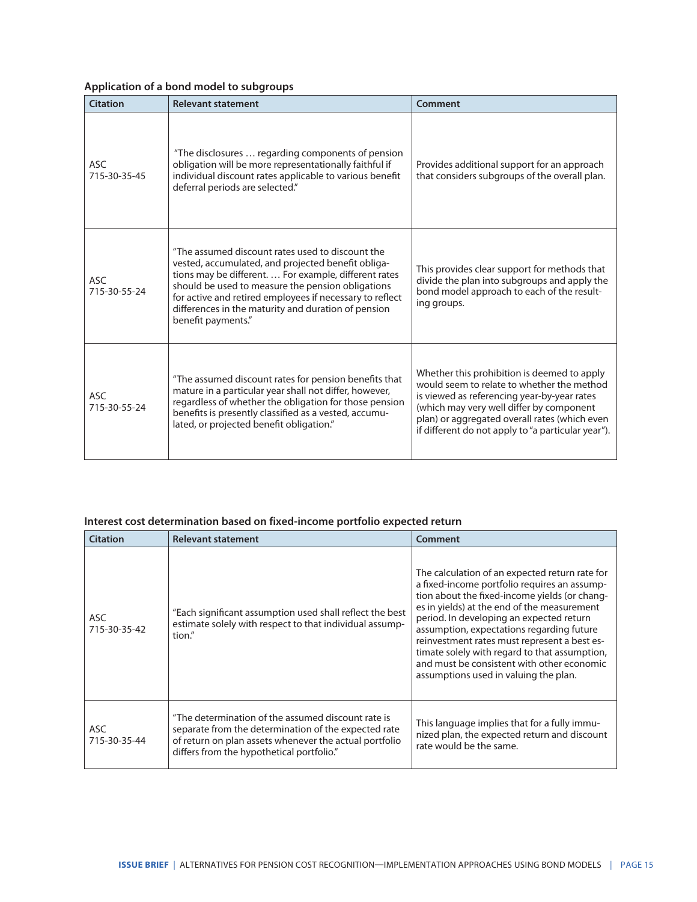### Application of a bond model to subgroups

| Citation | Relevant statement | Comment |
|---|---|---|
| ASC 715-30-35-45 | "The disclosures … regarding components of pension obligation will be more representationally faithful if individual discount rates applicable to various benefit deferral periods are selected." | Provides additional support for an approach that considers subgroups of the overall plan. |
| ASC 715-30-55-24 | "The assumed discount rates used to discount the vested, accumulated, and projected benefit obligations may be different. … For example, different rates should be used to measure the pension obligations for active and retired employees if necessary to reflect differences in the maturity and duration of pension benefit payments." | This provides clear support for methods that divide the plan into subgroups and apply the bond model approach to each of the resulting groups. |
| ASC 715-30-55-24 | "The assumed discount rates for pension benefits that mature in a particular year shall not differ, however, regardless of whether the obligation for those pension benefits is presently classified as a vested, accumulated, or projected benefit obligation." | Whether this prohibition is deemed to apply would seem to relate to whether the method is viewed as referencing year-by-year rates (which may very well differ by component plan) or aggregated overall rates (which even if different do not apply to "a particular year"). |

### Interest cost determination based on fixed-income portfolio expected return

| Citation | Relevant statement | Comment |
|---|---|---|
| ASC 715-30-35-42 | "Each significant assumption used shall reflect the best estimate solely with respect to that individual assumption." | The calculation of an expected return rate for a fixed-income portfolio requires an assumption about the fixed-income yields (or changes in yields) at the end of the measurement period. In developing an expected return assumption, expectations regarding future reinvestment rates must represent a best estimate solely with regard to that assumption, and must be consistent with other economic assumptions used in valuing the plan. |
| ASC 715-30-35-44 | "The determination of the assumed discount rate is separate from the determination of the expected rate of return on plan assets whenever the actual portfolio differs from the hypothetical portfolio." | This language implies that for a fully immunized plan, the expected return and discount rate would be the same. |